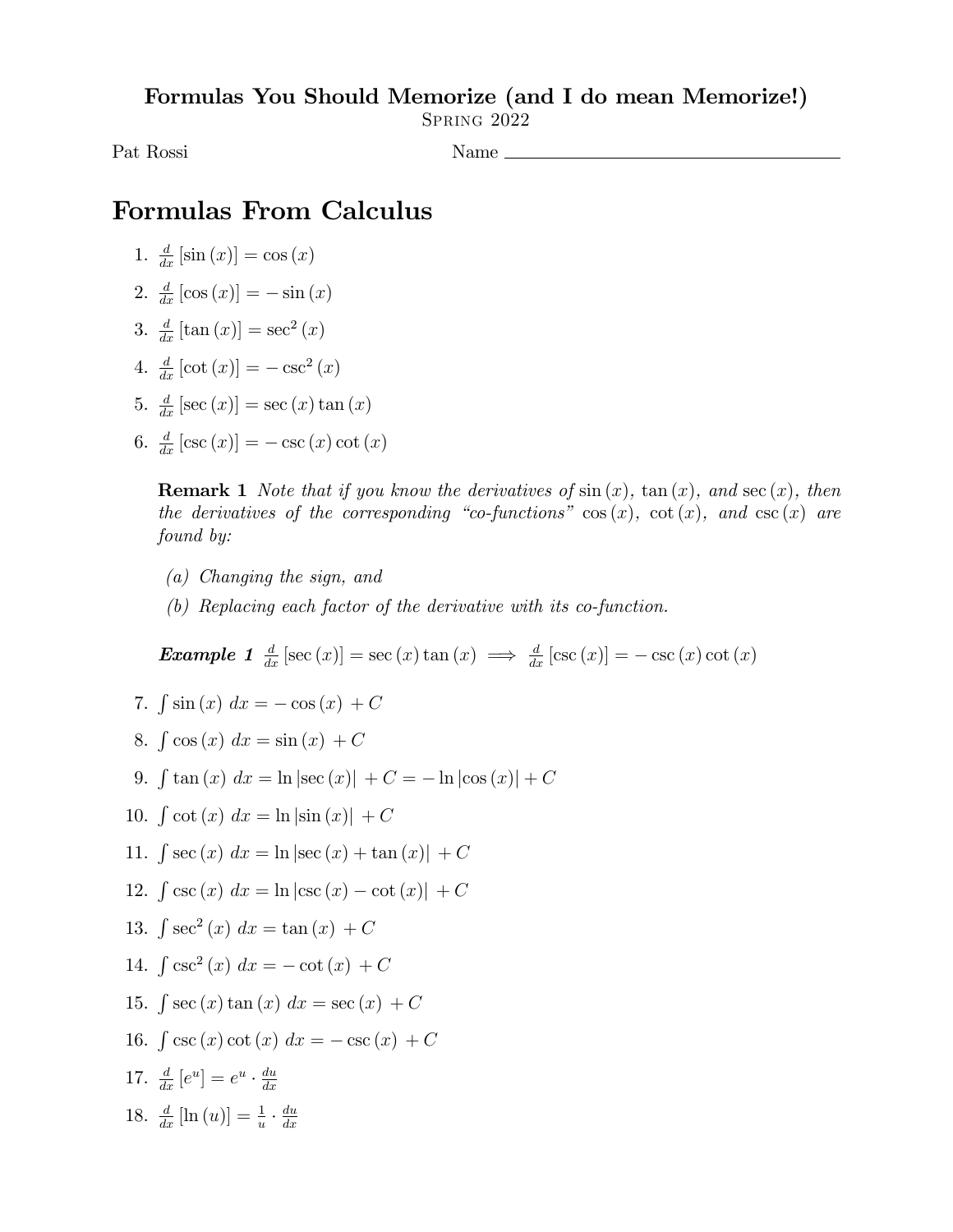**Formulas You Should Memorize (and I do mean Memorize!)**

Spring 2022

Pat Rossi    Name ______________________

# Formulas From Calculus

1. $\frac{d}{dx}[\sin(x)] = \cos(x)$
2. $\frac{d}{dx}[\cos(x)] = -\sin(x)$
3. $\frac{d}{dx}[\tan(x)] = \sec^2(x)$
4. $\frac{d}{dx}[\cot(x)] = -\csc^2(x)$
5. $\frac{d}{dx}[\sec(x)] = \sec(x)\tan(x)$
6. $\frac{d}{dx}[\csc(x)] = -\csc(x)\cot(x)$

   **Remark 1** *Note that if you know the derivatives of* $\sin(x)$*,* $\tan(x)$*, and* $\sec(x)$*, then the derivatives of the corresponding "co-functions"* $\cos(x)$*,* $\cot(x)$*, and* $\csc(x)$ *are found by:*

   *(a) Changing the sign, and*

   *(b) Replacing each factor of the derivative with its co-function.*

   ***Example 1*** $\frac{d}{dx}[\sec(x)] = \sec(x)\tan(x) \implies \frac{d}{dx}[\csc(x)] = -\csc(x)\cot(x)$

7. $\int \sin(x)\, dx = -\cos(x) + C$
8. $\int \cos(x)\, dx = \sin(x) + C$
9. $\int \tan(x)\, dx = \ln|\sec(x)| + C = -\ln|\cos(x)| + C$
10. $\int \cot(x)\, dx = \ln|\sin(x)| + C$
11. $\int \sec(x)\, dx = \ln|\sec(x) + \tan(x)| + C$
12. $\int \csc(x)\, dx = \ln|\csc(x) - \cot(x)| + C$
13. $\int \sec^2(x)\, dx = \tan(x) + C$
14. $\int \csc^2(x)\, dx = -\cot(x) + C$
15. $\int \sec(x)\tan(x)\, dx = \sec(x) + C$
16. $\int \csc(x)\cot(x)\, dx = -\csc(x) + C$
17. $\frac{d}{dx}[e^u] = e^u \cdot \frac{du}{dx}$
18. $\frac{d}{dx}[\ln(u)] = \frac{1}{u} \cdot \frac{du}{dx}$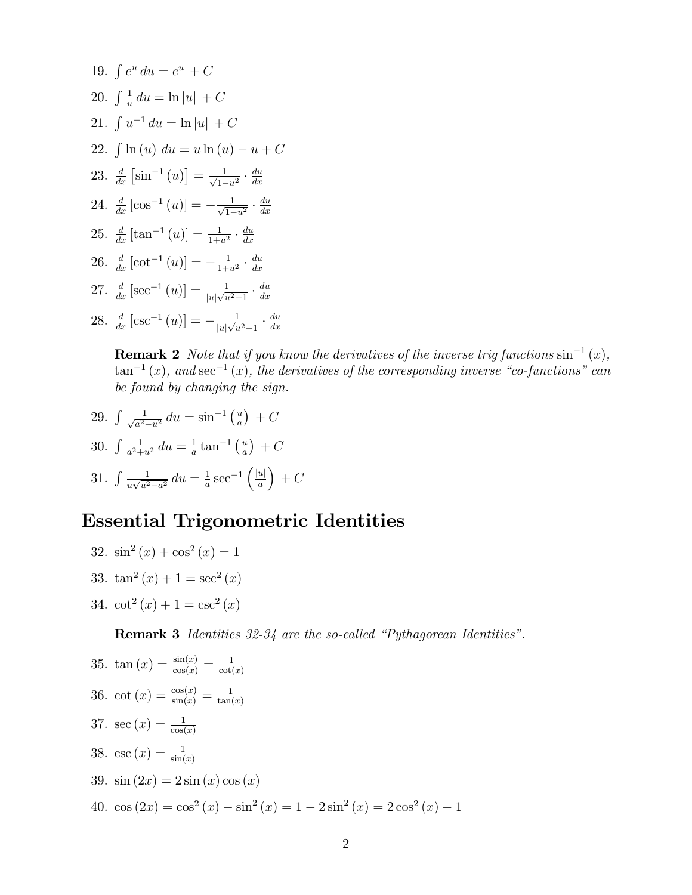19. $\int e^u \, du = e^u + C$

20. $\int \frac{1}{u} \, du = \ln|u| + C$

21. $\int u^{-1} \, du = \ln|u| + C$

22. $\int \ln(u) \, du = u \ln(u) - u + C$

23. $\frac{d}{dx}\left[\sin^{-1}(u)\right] = \frac{1}{\sqrt{1-u^2}} \cdot \frac{du}{dx}$

24. $\frac{d}{dx}\left[\cos^{-1}(u)\right] = -\frac{1}{\sqrt{1-u^2}} \cdot \frac{du}{dx}$

25. $\frac{d}{dx}\left[\tan^{-1}(u)\right] = \frac{1}{1+u^2} \cdot \frac{du}{dx}$

26. $\frac{d}{dx}\left[\cot^{-1}(u)\right] = -\frac{1}{1+u^2} \cdot \frac{du}{dx}$

27. $\frac{d}{dx}\left[\sec^{-1}(u)\right] = \frac{1}{|u|\sqrt{u^2-1}} \cdot \frac{du}{dx}$

28. $\frac{d}{dx}\left[\csc^{-1}(u)\right] = -\frac{1}{|u|\sqrt{u^2-1}} \cdot \frac{du}{dx}$

**Remark 2** *Note that if you know the derivatives of the inverse trig functions $\sin^{-1}(x)$, $\tan^{-1}(x)$, and $\sec^{-1}(x)$, the derivatives of the corresponding inverse "co-functions" can be found by changing the sign.*

29. $\int \frac{1}{\sqrt{a^2-u^2}} \, du = \sin^{-1}\left(\frac{u}{a}\right) + C$

30. $\int \frac{1}{a^2+u^2} \, du = \frac{1}{a}\tan^{-1}\left(\frac{u}{a}\right) + C$

31. $\int \frac{1}{u\sqrt{u^2-a^2}} \, du = \frac{1}{a}\sec^{-1}\left(\frac{|u|}{a}\right) + C$

# Essential Trigonometric Identities

32. $\sin^2(x) + \cos^2(x) = 1$

33. $\tan^2(x) + 1 = \sec^2(x)$

34. $\cot^2(x) + 1 = \csc^2(x)$

**Remark 3** *Identities 32-34 are the so-called "Pythagorean Identities".*

35. $\tan(x) = \frac{\sin(x)}{\cos(x)} = \frac{1}{\cot(x)}$

36. $\cot(x) = \frac{\cos(x)}{\sin(x)} = \frac{1}{\tan(x)}$

37. $\sec(x) = \frac{1}{\cos(x)}$

38. $\csc(x) = \frac{1}{\sin(x)}$

39. $\sin(2x) = 2\sin(x)\cos(x)$

40. $\cos(2x) = \cos^2(x) - \sin^2(x) = 1 - 2\sin^2(x) = 2\cos^2(x) - 1$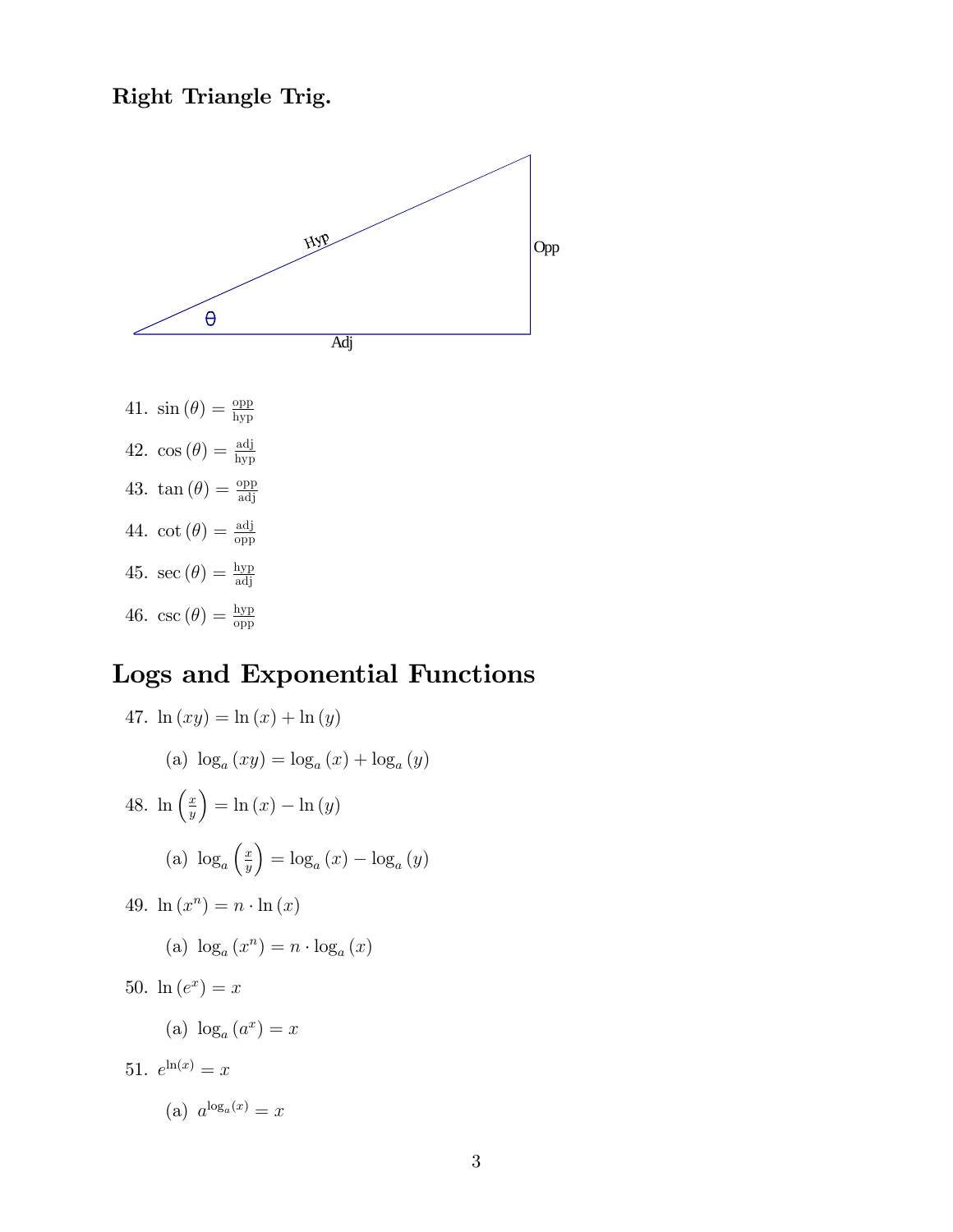### Right Triangle Trig.

41. $\sin(\theta) = \frac{\text{opp}}{\text{hyp}}$

42. $\cos(\theta) = \frac{\text{adj}}{\text{hyp}}$

43. $\tan(\theta) = \frac{\text{opp}}{\text{adj}}$

44. $\cot(\theta) = \frac{\text{adj}}{\text{opp}}$

45. $\sec(\theta) = \frac{\text{hyp}}{\text{adj}}$

46. $\csc(\theta) = \frac{\text{hyp}}{\text{opp}}$

## Logs and Exponential Functions

47. $\ln(xy) = \ln(x) + \ln(y)$

    (a) $\log_a(xy) = \log_a(x) + \log_a(y)$

48. $\ln\left(\frac{x}{y}\right) = \ln(x) - \ln(y)$

    (a) $\log_a\left(\frac{x}{y}\right) = \log_a(x) - \log_a(y)$

49. $\ln(x^n) = n \cdot \ln(x)$

    (a) $\log_a(x^n) = n \cdot \log_a(x)$

50. $\ln(e^x) = x$

    (a) $\log_a(a^x) = x$

51. $e^{\ln(x)} = x$

    (a) $a^{\log_a(x)} = x$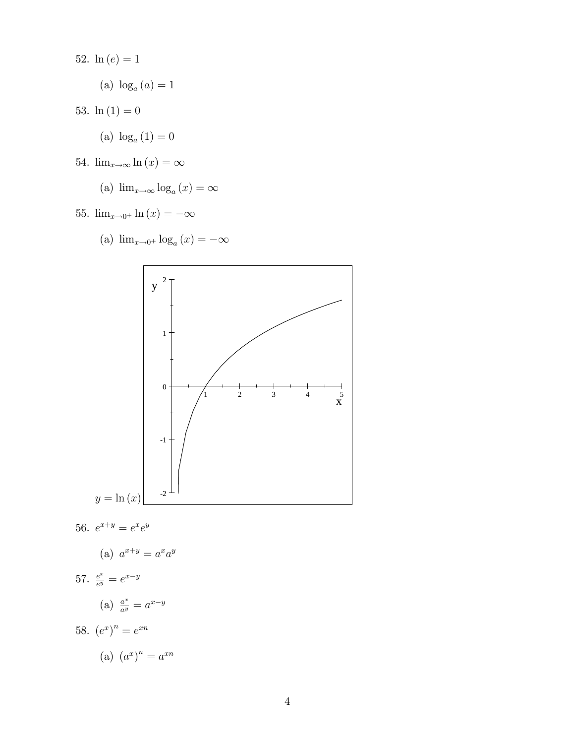52. $\ln(e) = 1$

    (a) $\log_a(a) = 1$

53. $\ln(1) = 0$

    (a) $\log_a(1) = 0$

54. $\lim_{x\to\infty} \ln(x) = \infty$

    (a) $\lim_{x\to\infty} \log_a(x) = \infty$

55. $\lim_{x\to 0^+} \ln(x) = -\infty$

    (a) $\lim_{x\to 0^+} \log_a(x) = -\infty$

$y = \ln(x)$

56. $e^{x+y} = e^x e^y$

    (a) $a^{x+y} = a^x a^y$

57. $\frac{e^x}{e^y} = e^{x-y}$

    (a) $\frac{a^x}{a^y} = a^{x-y}$

58. $(e^x)^n = e^{xn}$

    (a) $(a^x)^n = a^{xn}$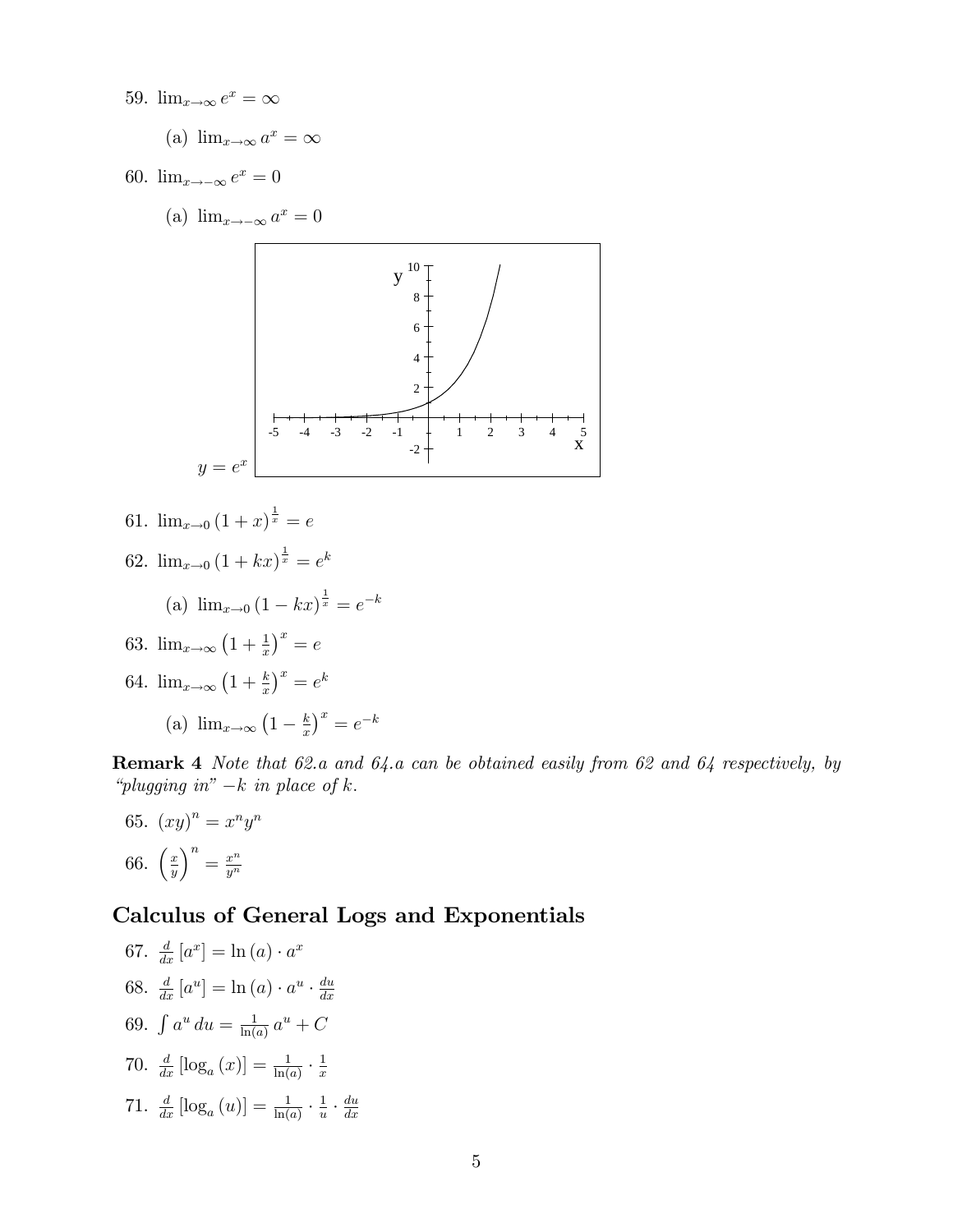59. $\lim_{x\to\infty} e^x = \infty$

   (a) $\lim_{x\to\infty} a^x = \infty$

60. $\lim_{x\to-\infty} e^x = 0$

   (a) $\lim_{x\to-\infty} a^x = 0$

$y = e^x$

61. $\lim_{x\to 0} (1+x)^{\frac{1}{x}} = e$

62. $\lim_{x\to 0} (1+kx)^{\frac{1}{x}} = e^k$

   (a) $\lim_{x\to 0} (1-kx)^{\frac{1}{x}} = e^{-k}$

63. $\lim_{x\to\infty} \left(1+\frac{1}{x}\right)^x = e$

64. $\lim_{x\to\infty} \left(1+\frac{k}{x}\right)^x = e^k$

   (a) $\lim_{x\to\infty} \left(1-\frac{k}{x}\right)^x = e^{-k}$

**Remark 4** *Note that 62.a and 64.a can be obtained easily from 62 and 64 respectively, by "plugging in" $-k$ in place of $k$.*

65. $(xy)^n = x^n y^n$

66. $\left(\frac{x}{y}\right)^n = \frac{x^n}{y^n}$

## Calculus of General Logs and Exponentials

67. $\frac{d}{dx}\left[a^x\right] = \ln(a) \cdot a^x$

68. $\frac{d}{dx}\left[a^u\right] = \ln(a) \cdot a^u \cdot \frac{du}{dx}$

69. $\int a^u \, du = \frac{1}{\ln(a)}\, a^u + C$

70. $\frac{d}{dx}\left[\log_a(x)\right] = \frac{1}{\ln(a)} \cdot \frac{1}{x}$

71. $\frac{d}{dx}\left[\log_a(u)\right] = \frac{1}{\ln(a)} \cdot \frac{1}{u} \cdot \frac{du}{dx}$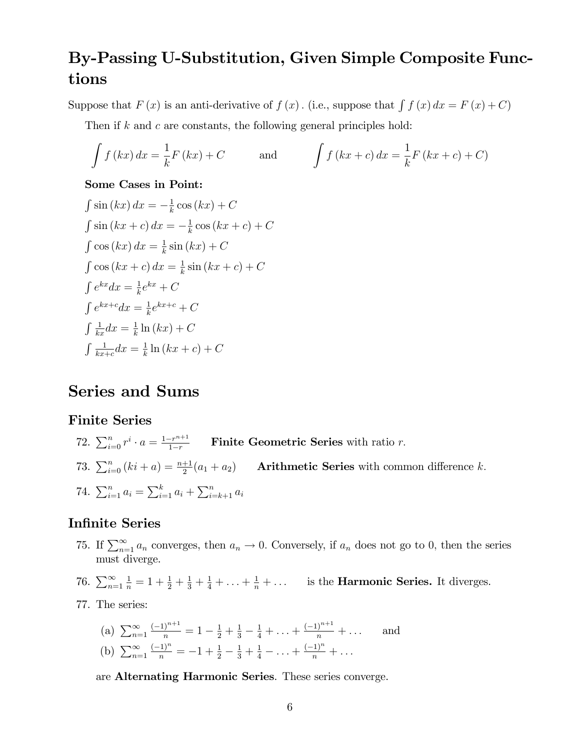## By-Passing U-Substitution, Given Simple Composite Functions

Suppose that $F(x)$ is an anti-derivative of $f(x)$. (i.e., suppose that $\int f(x)\,dx = F(x) + C$)

Then if $k$ and $c$ are constants, the following general principles hold:

$$\int f(kx)\,dx = \frac{1}{k}F(kx) + C \qquad \text{and} \qquad \int f(kx+c)\,dx = \frac{1}{k}F(kx+c) + C)$$

**Some Cases in Point:**

$\int \sin(kx)\,dx = -\frac{1}{k}\cos(kx) + C$

$\int \sin(kx+c)\,dx = -\frac{1}{k}\cos(kx+c) + C$

$\int \cos(kx)\,dx = \frac{1}{k}\sin(kx) + C$

$\int \cos(kx+c)\,dx = \frac{1}{k}\sin(kx+c) + C$

$\int e^{kx}dx = \frac{1}{k}e^{kx} + C$

$\int e^{kx+c}dx = \frac{1}{k}e^{kx+c} + C$

$\int \frac{1}{kx}dx = \frac{1}{k}\ln(kx) + C$

$\int \frac{1}{kx+c}dx = \frac{1}{k}\ln(kx+c) + C$

# Series and Sums

## Finite Series

72. $\sum_{i=0}^{n} r^i \cdot a = \frac{1-r^{n+1}}{1-r}$ **Finite Geometric Series** with ratio $r$.

73. $\sum_{i=0}^{n}(ki+a) = \frac{n+1}{2}(a_1 + a_2)$ **Arithmetic Series** with common difference $k$.

74. $\sum_{i=1}^{n} a_i = \sum_{i=1}^{k} a_i + \sum_{i=k+1}^{n} a_i$

## Infinite Series

75. If $\sum_{n=1}^{\infty} a_n$ converges, then $a_n \to 0$. Conversely, if $a_n$ does not go to 0, then the series must diverge.

76. $\sum_{n=1}^{\infty} \frac{1}{n} = 1 + \frac{1}{2} + \frac{1}{3} + \frac{1}{4} + \ldots + \frac{1}{n} + \ldots$ is the **Harmonic Series.** It diverges.

77. The series:

    (a) $\sum_{n=1}^{\infty} \frac{(-1)^{n+1}}{n} = 1 - \frac{1}{2} + \frac{1}{3} - \frac{1}{4} + \ldots + \frac{(-1)^{n+1}}{n} + \ldots$ and

    (b) $\sum_{n=1}^{\infty} \frac{(-1)^{n}}{n} = -1 + \frac{1}{2} - \frac{1}{3} + \frac{1}{4} - \ldots + \frac{(-1)^{n}}{n} + \ldots$

    are **Alternating Harmonic Series**. These series converge.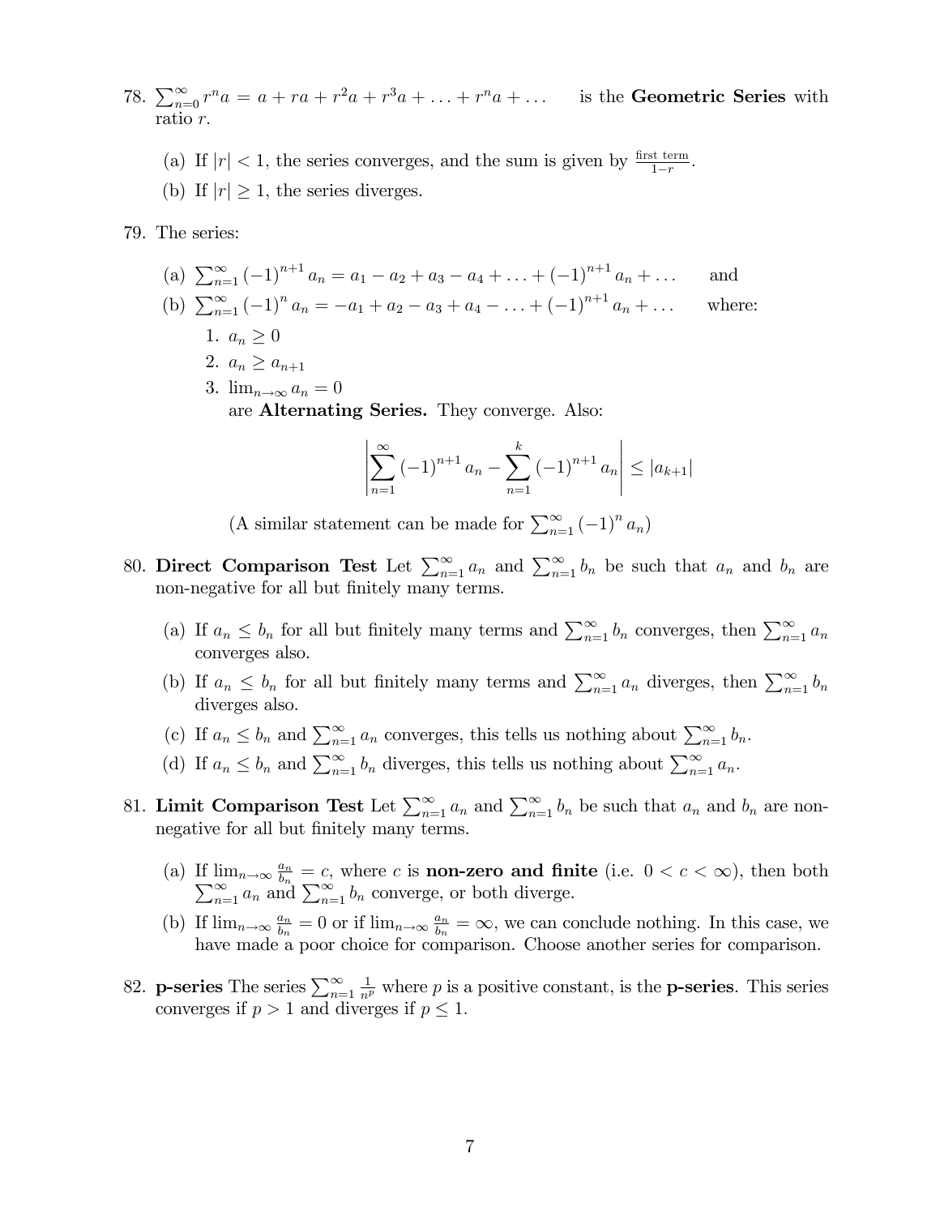78. $\sum_{n=0}^{\infty} r^n a = a + ra + r^2 a + r^3 a + \ldots + r^n a + \ldots$ is the **Geometric Series** with ratio $r$.

   (a) If $|r| < 1$, the series converges, and the sum is given by $\frac{\text{first term}}{1-r}$.

   (b) If $|r| \geq 1$, the series diverges.

79. The series:

   (a) $\sum_{n=1}^{\infty} (-1)^{n+1} a_n = a_1 - a_2 + a_3 - a_4 + \ldots + (-1)^{n+1} a_n + \ldots$ and

   (b) $\sum_{n=1}^{\infty} (-1)^{n} a_n = -a_1 + a_2 - a_3 + a_4 - \ldots + (-1)^{n+1} a_n + \ldots$ where:

      1. $a_n \geq 0$
      2. $a_n \geq a_{n+1}$
      3. $\lim_{n\to\infty} a_n = 0$

      are **Alternating Series.** They converge. Also:

$$\left| \sum_{n=1}^{\infty} (-1)^{n+1} a_n - \sum_{n=1}^{k} (-1)^{n+1} a_n \right| \leq |a_{k+1}|$$

      (A similar statement can be made for $\sum_{n=1}^{\infty} (-1)^{n} a_n$)

80. **Direct Comparison Test** Let $\sum_{n=1}^{\infty} a_n$ and $\sum_{n=1}^{\infty} b_n$ be such that $a_n$ and $b_n$ are non-negative for all but finitely many terms.

   (a) If $a_n \leq b_n$ for all but finitely many terms and $\sum_{n=1}^{\infty} b_n$ converges, then $\sum_{n=1}^{\infty} a_n$ converges also.

   (b) If $a_n \leq b_n$ for all but finitely many terms and $\sum_{n=1}^{\infty} a_n$ diverges, then $\sum_{n=1}^{\infty} b_n$ diverges also.

   (c) If $a_n \leq b_n$ and $\sum_{n=1}^{\infty} a_n$ converges, this tells us nothing about $\sum_{n=1}^{\infty} b_n$.

   (d) If $a_n \leq b_n$ and $\sum_{n=1}^{\infty} b_n$ diverges, this tells us nothing about $\sum_{n=1}^{\infty} a_n$.

81. **Limit Comparison Test** Let $\sum_{n=1}^{\infty} a_n$ and $\sum_{n=1}^{\infty} b_n$ be such that $a_n$ and $b_n$ are non-negative for all but finitely many terms.

   (a) If $\lim_{n\to\infty} \frac{a_n}{b_n} = c$, where $c$ is **non-zero and finite** (i.e. $0 < c < \infty$), then both $\sum_{n=1}^{\infty} a_n$ and $\sum_{n=1}^{\infty} b_n$ converge, or both diverge.

   (b) If $\lim_{n\to\infty} \frac{a_n}{b_n} = 0$ or if $\lim_{n\to\infty} \frac{a_n}{b_n} = \infty$, we can conclude nothing. In this case, we have made a poor choice for comparison. Choose another series for comparison.

82. **p-series** The series $\sum_{n=1}^{\infty} \frac{1}{n^p}$ where $p$ is a positive constant, is the **p-series**. This series converges if $p > 1$ and diverges if $p \leq 1$.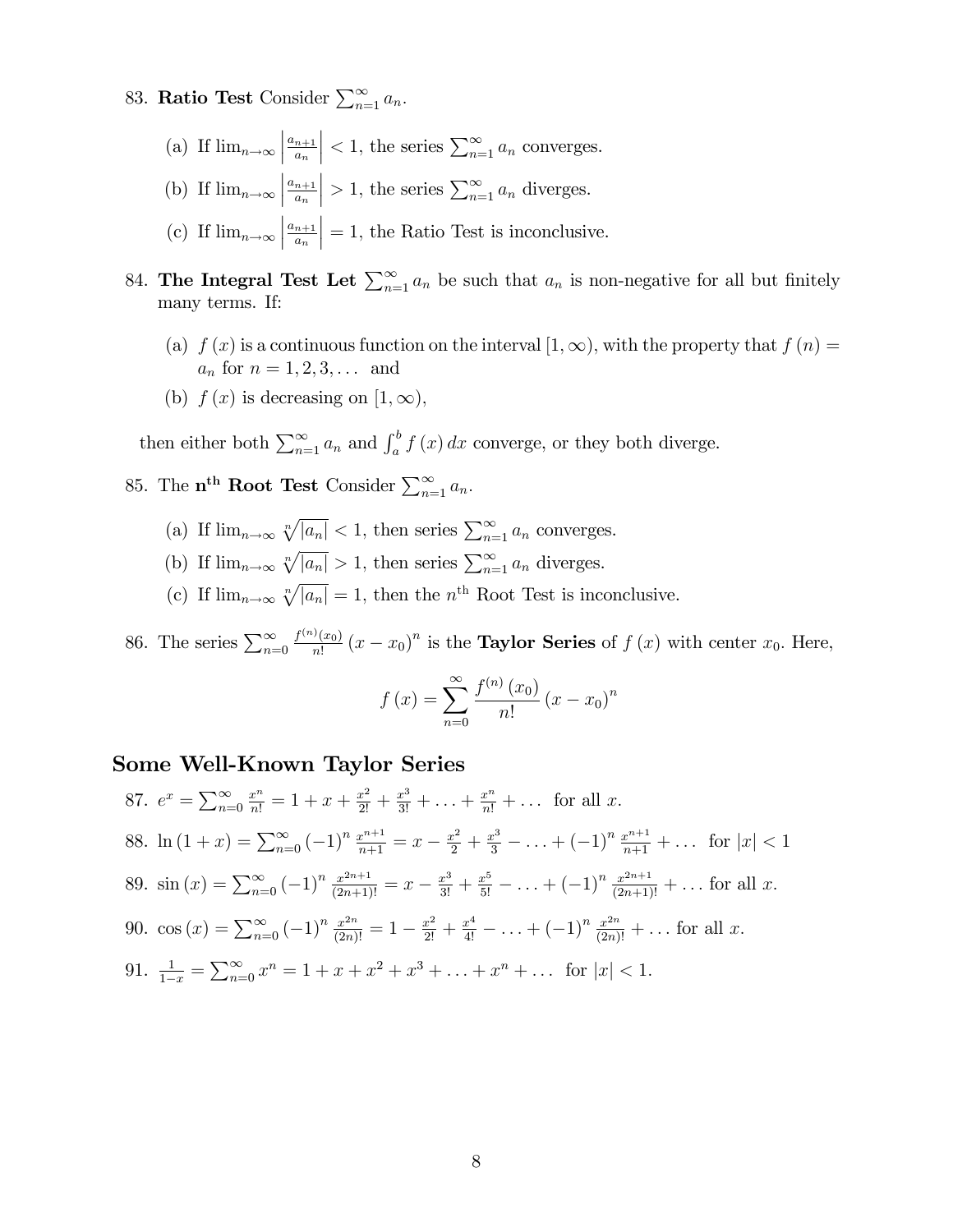83. **Ratio Test** Consider $\sum_{n=1}^{\infty} a_n$.

   (a) If $\lim_{n\to\infty} \left|\frac{a_{n+1}}{a_n}\right| < 1$, the series $\sum_{n=1}^{\infty} a_n$ converges.

   (b) If $\lim_{n\to\infty} \left|\frac{a_{n+1}}{a_n}\right| > 1$, the series $\sum_{n=1}^{\infty} a_n$ diverges.

   (c) If $\lim_{n\to\infty} \left|\frac{a_{n+1}}{a_n}\right| = 1$, the Ratio Test is inconclusive.

84. **The Integral Test Let** $\sum_{n=1}^{\infty} a_n$ be such that $a_n$ is non-negative for all but finitely many terms. If:

   (a) $f(x)$ is a continuous function on the interval $[1, \infty)$, with the property that $f(n) = a_n$ for $n = 1, 2, 3, \ldots$ and

   (b) $f(x)$ is decreasing on $[1, \infty)$,

   then either both $\sum_{n=1}^{\infty} a_n$ and $\int_a^b f(x)\,dx$ converge, or they both diverge.

85. The $\mathbf{n^{th}}$ **Root Test** Consider $\sum_{n=1}^{\infty} a_n$.

   (a) If $\lim_{n\to\infty} \sqrt[n]{|a_n|} < 1$, then series $\sum_{n=1}^{\infty} a_n$ converges.

   (b) If $\lim_{n\to\infty} \sqrt[n]{|a_n|} > 1$, then series $\sum_{n=1}^{\infty} a_n$ diverges.

   (c) If $\lim_{n\to\infty} \sqrt[n]{|a_n|} = 1$, then the $n^{\text{th}}$ Root Test is inconclusive.

86. The series $\sum_{n=0}^{\infty} \frac{f^{(n)}(x_0)}{n!}(x - x_0)^n$ is the **Taylor Series** of $f(x)$ with center $x_0$. Here,

$$f(x) = \sum_{n=0}^{\infty} \frac{f^{(n)}(x_0)}{n!}(x - x_0)^n$$

## Some Well-Known Taylor Series

87. $e^x = \sum_{n=0}^{\infty} \frac{x^n}{n!} = 1 + x + \frac{x^2}{2!} + \frac{x^3}{3!} + \ldots + \frac{x^n}{n!} + \ldots$ for all $x$.

88. $\ln(1+x) = \sum_{n=0}^{\infty} (-1)^n \frac{x^{n+1}}{n+1} = x - \frac{x^2}{2} + \frac{x^3}{3} - \ldots + (-1)^n \frac{x^{n+1}}{n+1} + \ldots$ for $|x| < 1$

89. $\sin(x) = \sum_{n=0}^{\infty} (-1)^n \frac{x^{2n+1}}{(2n+1)!} = x - \frac{x^3}{3!} + \frac{x^5}{5!} - \ldots + (-1)^n \frac{x^{2n+1}}{(2n+1)!} + \ldots$ for all $x$.

90. $\cos(x) = \sum_{n=0}^{\infty} (-1)^n \frac{x^{2n}}{(2n)!} = 1 - \frac{x^2}{2!} + \frac{x^4}{4!} - \ldots + (-1)^n \frac{x^{2n}}{(2n)!} + \ldots$ for all $x$.

91. $\frac{1}{1-x} = \sum_{n=0}^{\infty} x^n = 1 + x + x^2 + x^3 + \ldots + x^n + \ldots$ for $|x| < 1$.